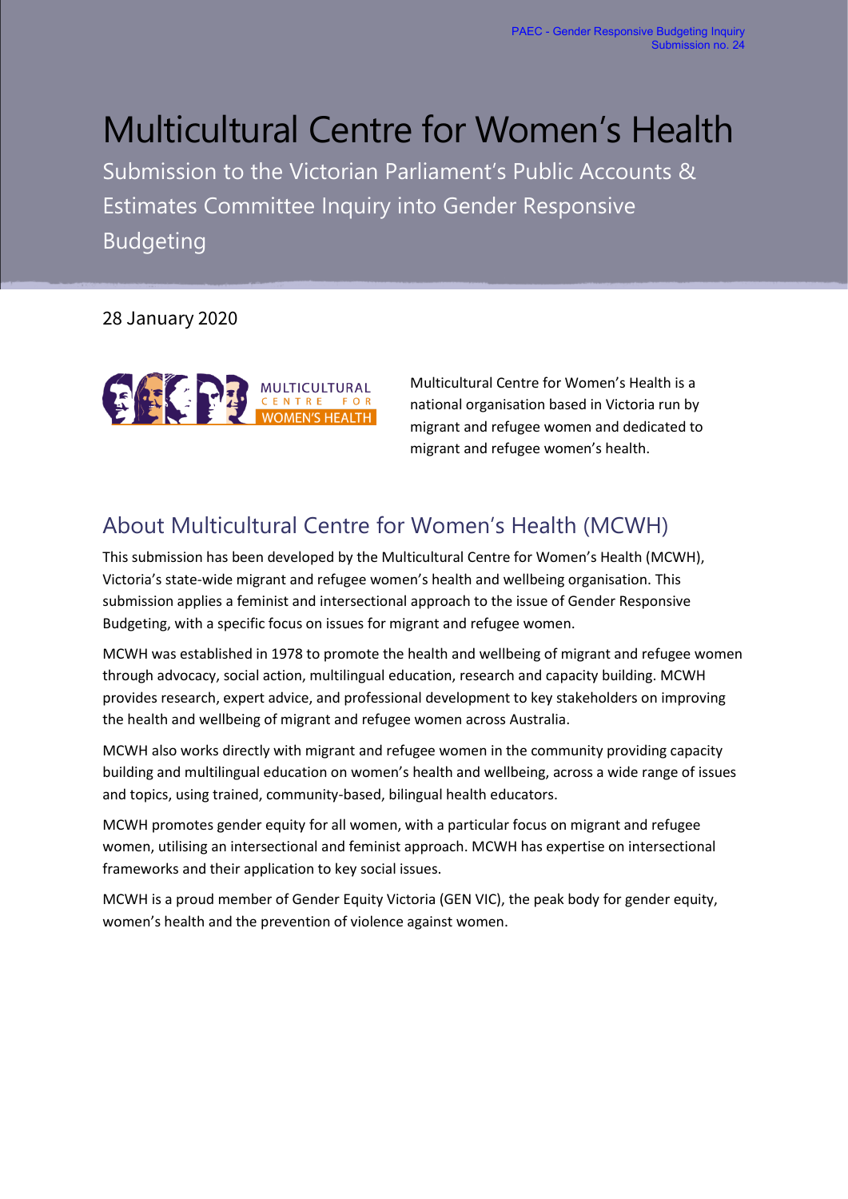PAEC - Gender Responsive Budgeting Inquiry
Submission no. 24

# Multicultural Centre for Women's Health

Submission to the Victorian Parliament's Public Accounts & Estimates Committee Inquiry into Gender Responsive Budgeting

28 January 2020

MULTICULTURAL CENTRE FOR WOMEN'S HEALTH

Multicultural Centre for Women's Health is a national organisation based in Victoria run by migrant and refugee women and dedicated to migrant and refugee women's health.

## About Multicultural Centre for Women's Health (MCWH)

This submission has been developed by the Multicultural Centre for Women's Health (MCWH), Victoria's state-wide migrant and refugee women's health and wellbeing organisation. This submission applies a feminist and intersectional approach to the issue of Gender Responsive Budgeting, with a specific focus on issues for migrant and refugee women.

MCWH was established in 1978 to promote the health and wellbeing of migrant and refugee women through advocacy, social action, multilingual education, research and capacity building. MCWH provides research, expert advice, and professional development to key stakeholders on improving the health and wellbeing of migrant and refugee women across Australia.

MCWH also works directly with migrant and refugee women in the community providing capacity building and multilingual education on women's health and wellbeing, across a wide range of issues and topics, using trained, community-based, bilingual health educators.

MCWH promotes gender equity for all women, with a particular focus on migrant and refugee women, utilising an intersectional and feminist approach. MCWH has expertise on intersectional frameworks and their application to key social issues.

MCWH is a proud member of Gender Equity Victoria (GEN VIC), the peak body for gender equity, women's health and the prevention of violence against women.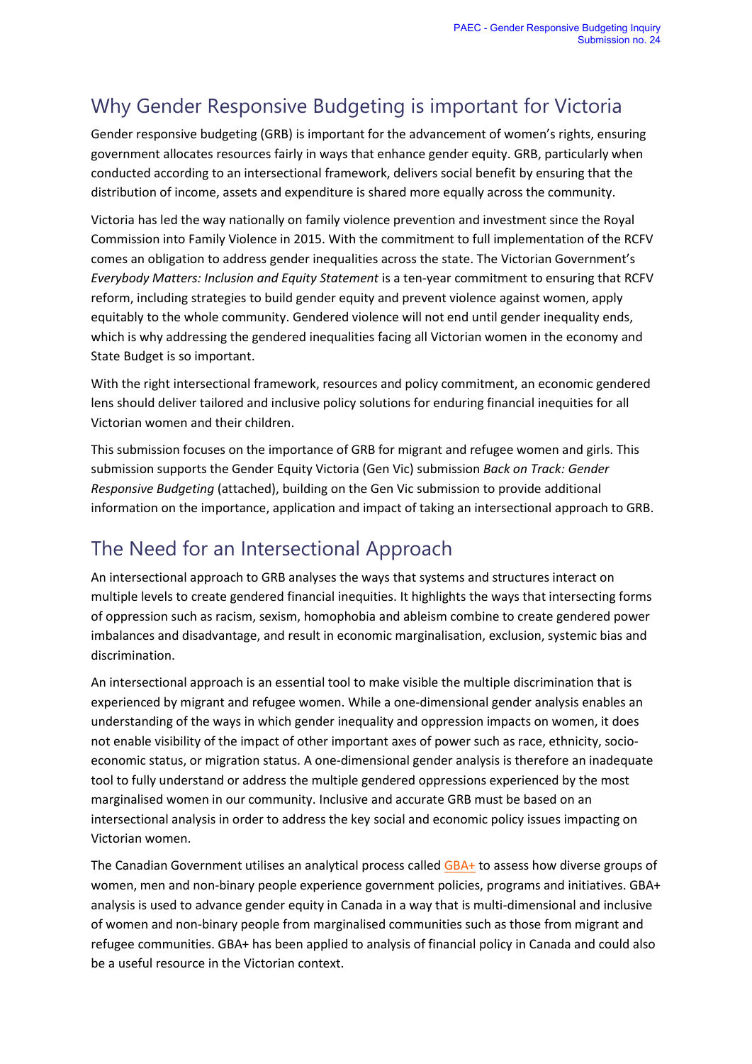## Why Gender Responsive Budgeting is important for Victoria

Gender responsive budgeting (GRB) is important for the advancement of women's rights, ensuring government allocates resources fairly in ways that enhance gender equity. GRB, particularly when conducted according to an intersectional framework, delivers social benefit by ensuring that the distribution of income, assets and expenditure is shared more equally across the community.

Victoria has led the way nationally on family violence prevention and investment since the Royal Commission into Family Violence in 2015. With the commitment to full implementation of the RCFV comes an obligation to address gender inequalities across the state. The Victorian Government's *Everybody Matters: Inclusion and Equity Statement* is a ten-year commitment to ensuring that RCFV reform, including strategies to build gender equity and prevent violence against women, apply equitably to the whole community. Gendered violence will not end until gender inequality ends, which is why addressing the gendered inequalities facing all Victorian women in the economy and State Budget is so important.

With the right intersectional framework, resources and policy commitment, an economic gendered lens should deliver tailored and inclusive policy solutions for enduring financial inequities for all Victorian women and their children.

This submission focuses on the importance of GRB for migrant and refugee women and girls. This submission supports the Gender Equity Victoria (Gen Vic) submission *Back on Track: Gender Responsive Budgeting* (attached), building on the Gen Vic submission to provide additional information on the importance, application and impact of taking an intersectional approach to GRB.

## The Need for an Intersectional Approach

An intersectional approach to GRB analyses the ways that systems and structures interact on multiple levels to create gendered financial inequities. It highlights the ways that intersecting forms of oppression such as racism, sexism, homophobia and ableism combine to create gendered power imbalances and disadvantage, and result in economic marginalisation, exclusion, systemic bias and discrimination.

An intersectional approach is an essential tool to make visible the multiple discrimination that is experienced by migrant and refugee women. While a one-dimensional gender analysis enables an understanding of the ways in which gender inequality and oppression impacts on women, it does not enable visibility of the impact of other important axes of power such as race, ethnicity, socio-economic status, or migration status. A one-dimensional gender analysis is therefore an inadequate tool to fully understand or address the multiple gendered oppressions experienced by the most marginalised women in our community. Inclusive and accurate GRB must be based on an intersectional analysis in order to address the key social and economic policy issues impacting on Victorian women.

The Canadian Government utilises an analytical process called GBA+ to assess how diverse groups of women, men and non-binary people experience government policies, programs and initiatives. GBA+ analysis is used to advance gender equity in Canada in a way that is multi-dimensional and inclusive of women and non-binary people from marginalised communities such as those from migrant and refugee communities. GBA+ has been applied to analysis of financial policy in Canada and could also be a useful resource in the Victorian context.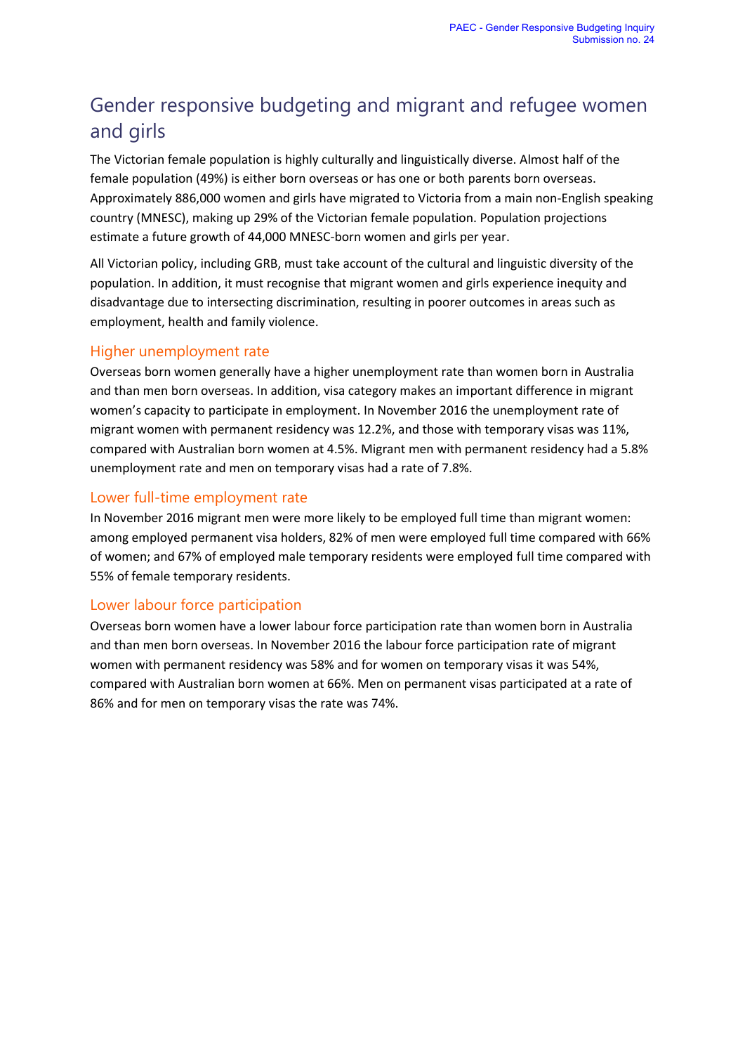# Gender responsive budgeting and migrant and refugee women and girls

The Victorian female population is highly culturally and linguistically diverse. Almost half of the female population (49%) is either born overseas or has one or both parents born overseas. Approximately 886,000 women and girls have migrated to Victoria from a main non-English speaking country (MNESC), making up 29% of the Victorian female population. Population projections estimate a future growth of 44,000 MNESC-born women and girls per year.

All Victorian policy, including GRB, must take account of the cultural and linguistic diversity of the population. In addition, it must recognise that migrant women and girls experience inequity and disadvantage due to intersecting discrimination, resulting in poorer outcomes in areas such as employment, health and family violence.

## Higher unemployment rate

Overseas born women generally have a higher unemployment rate than women born in Australia and than men born overseas. In addition, visa category makes an important difference in migrant women's capacity to participate in employment. In November 2016 the unemployment rate of migrant women with permanent residency was 12.2%, and those with temporary visas was 11%, compared with Australian born women at 4.5%. Migrant men with permanent residency had a 5.8% unemployment rate and men on temporary visas had a rate of 7.8%.

## Lower full-time employment rate

In November 2016 migrant men were more likely to be employed full time than migrant women: among employed permanent visa holders, 82% of men were employed full time compared with 66% of women; and 67% of employed male temporary residents were employed full time compared with 55% of female temporary residents.

## Lower labour force participation

Overseas born women have a lower labour force participation rate than women born in Australia and than men born overseas. In November 2016 the labour force participation rate of migrant women with permanent residency was 58% and for women on temporary visas it was 54%, compared with Australian born women at 66%. Men on permanent visas participated at a rate of 86% and for men on temporary visas the rate was 74%.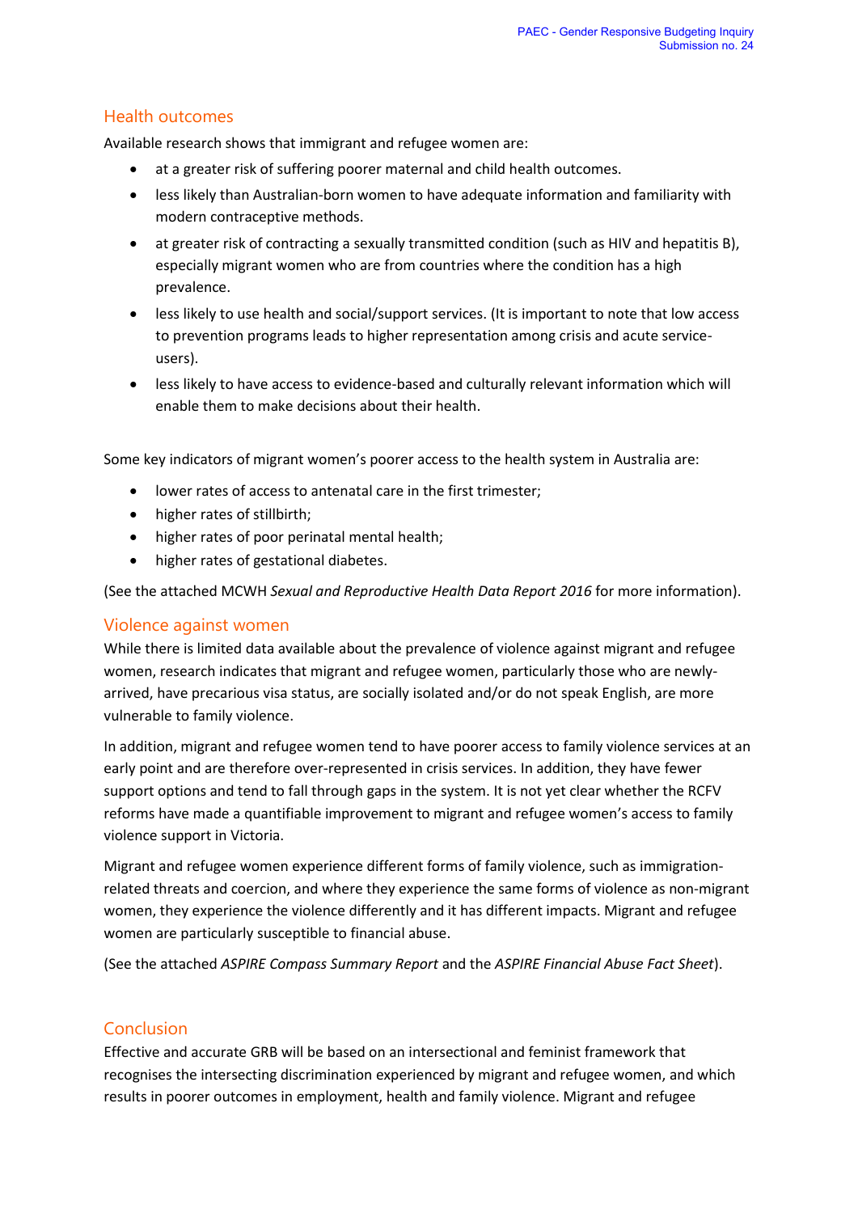## Health outcomes

Available research shows that immigrant and refugee women are:

- at a greater risk of suffering poorer maternal and child health outcomes.
- less likely than Australian-born women to have adequate information and familiarity with modern contraceptive methods.
- at greater risk of contracting a sexually transmitted condition (such as HIV and hepatitis B), especially migrant women who are from countries where the condition has a high prevalence.
- less likely to use health and social/support services. (It is important to note that low access to prevention programs leads to higher representation among crisis and acute service-users).
- less likely to have access to evidence-based and culturally relevant information which will enable them to make decisions about their health.

Some key indicators of migrant women's poorer access to the health system in Australia are:

- lower rates of access to antenatal care in the first trimester;
- higher rates of stillbirth;
- higher rates of poor perinatal mental health;
- higher rates of gestational diabetes.

(See the attached MCWH *Sexual and Reproductive Health Data Report 2016* for more information).

## Violence against women

While there is limited data available about the prevalence of violence against migrant and refugee women, research indicates that migrant and refugee women, particularly those who are newly-arrived, have precarious visa status, are socially isolated and/or do not speak English, are more vulnerable to family violence.

In addition, migrant and refugee women tend to have poorer access to family violence services at an early point and are therefore over-represented in crisis services. In addition, they have fewer support options and tend to fall through gaps in the system. It is not yet clear whether the RCFV reforms have made a quantifiable improvement to migrant and refugee women's access to family violence support in Victoria.

Migrant and refugee women experience different forms of family violence, such as immigration-related threats and coercion, and where they experience the same forms of violence as non-migrant women, they experience the violence differently and it has different impacts. Migrant and refugee women are particularly susceptible to financial abuse.

(See the attached *ASPIRE Compass Summary Report* and the *ASPIRE Financial Abuse Fact Sheet*).

## Conclusion

Effective and accurate GRB will be based on an intersectional and feminist framework that recognises the intersecting discrimination experienced by migrant and refugee women, and which results in poorer outcomes in employment, health and family violence. Migrant and refugee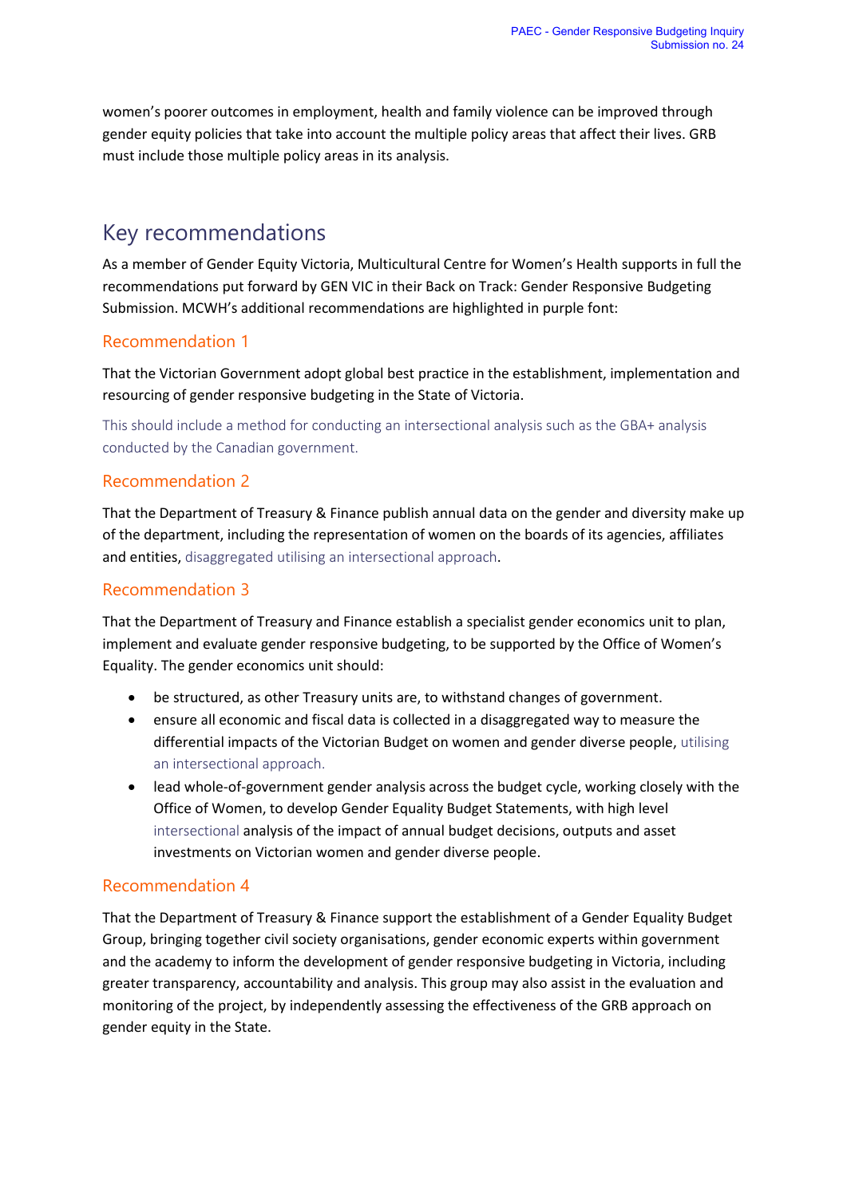women's poorer outcomes in employment, health and family violence can be improved through gender equity policies that take into account the multiple policy areas that affect their lives. GRB must include those multiple policy areas in its analysis.

## Key recommendations

As a member of Gender Equity Victoria, Multicultural Centre for Women's Health supports in full the recommendations put forward by GEN VIC in their Back on Track: Gender Responsive Budgeting Submission. MCWH's additional recommendations are highlighted in purple font:

### Recommendation 1

That the Victorian Government adopt global best practice in the establishment, implementation and resourcing of gender responsive budgeting in the State of Victoria.

This should include a method for conducting an intersectional analysis such as the GBA+ analysis conducted by the Canadian government.

### Recommendation 2

That the Department of Treasury & Finance publish annual data on the gender and diversity make up of the department, including the representation of women on the boards of its agencies, affiliates and entities, disaggregated utilising an intersectional approach.

### Recommendation 3

That the Department of Treasury and Finance establish a specialist gender economics unit to plan, implement and evaluate gender responsive budgeting, to be supported by the Office of Women's Equality. The gender economics unit should:

- be structured, as other Treasury units are, to withstand changes of government.
- ensure all economic and fiscal data is collected in a disaggregated way to measure the differential impacts of the Victorian Budget on women and gender diverse people, utilising an intersectional approach.
- lead whole-of-government gender analysis across the budget cycle, working closely with the Office of Women, to develop Gender Equality Budget Statements, with high level intersectional analysis of the impact of annual budget decisions, outputs and asset investments on Victorian women and gender diverse people.

### Recommendation 4

That the Department of Treasury & Finance support the establishment of a Gender Equality Budget Group, bringing together civil society organisations, gender economic experts within government and the academy to inform the development of gender responsive budgeting in Victoria, including greater transparency, accountability and analysis. This group may also assist in the evaluation and monitoring of the project, by independently assessing the effectiveness of the GRB approach on gender equity in the State.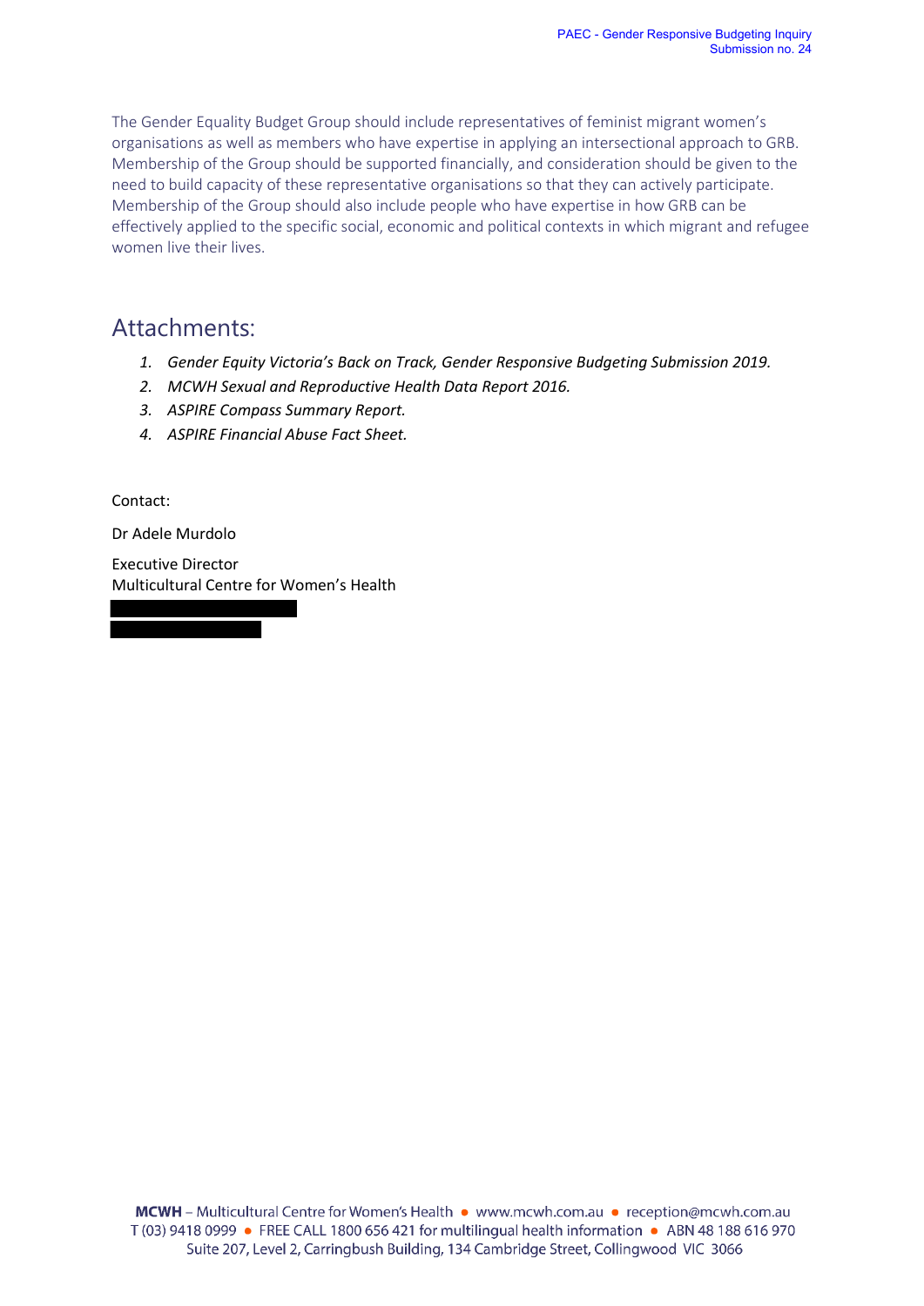The Gender Equality Budget Group should include representatives of feminist migrant women's organisations as well as members who have expertise in applying an intersectional approach to GRB. Membership of the Group should be supported financially, and consideration should be given to the need to build capacity of these representative organisations so that they can actively participate. Membership of the Group should also include people who have expertise in how GRB can be effectively applied to the specific social, economic and political contexts in which migrant and refugee women live their lives.

## Attachments:

1. *Gender Equity Victoria's Back on Track, Gender Responsive Budgeting Submission 2019.*
2. *MCWH Sexual and Reproductive Health Data Report 2016.*
3. *ASPIRE Compass Summary Report.*
4. *ASPIRE Financial Abuse Fact Sheet.*

Contact:

Dr Adele Murdolo

Executive Director
Multicultural Centre for Women's Health